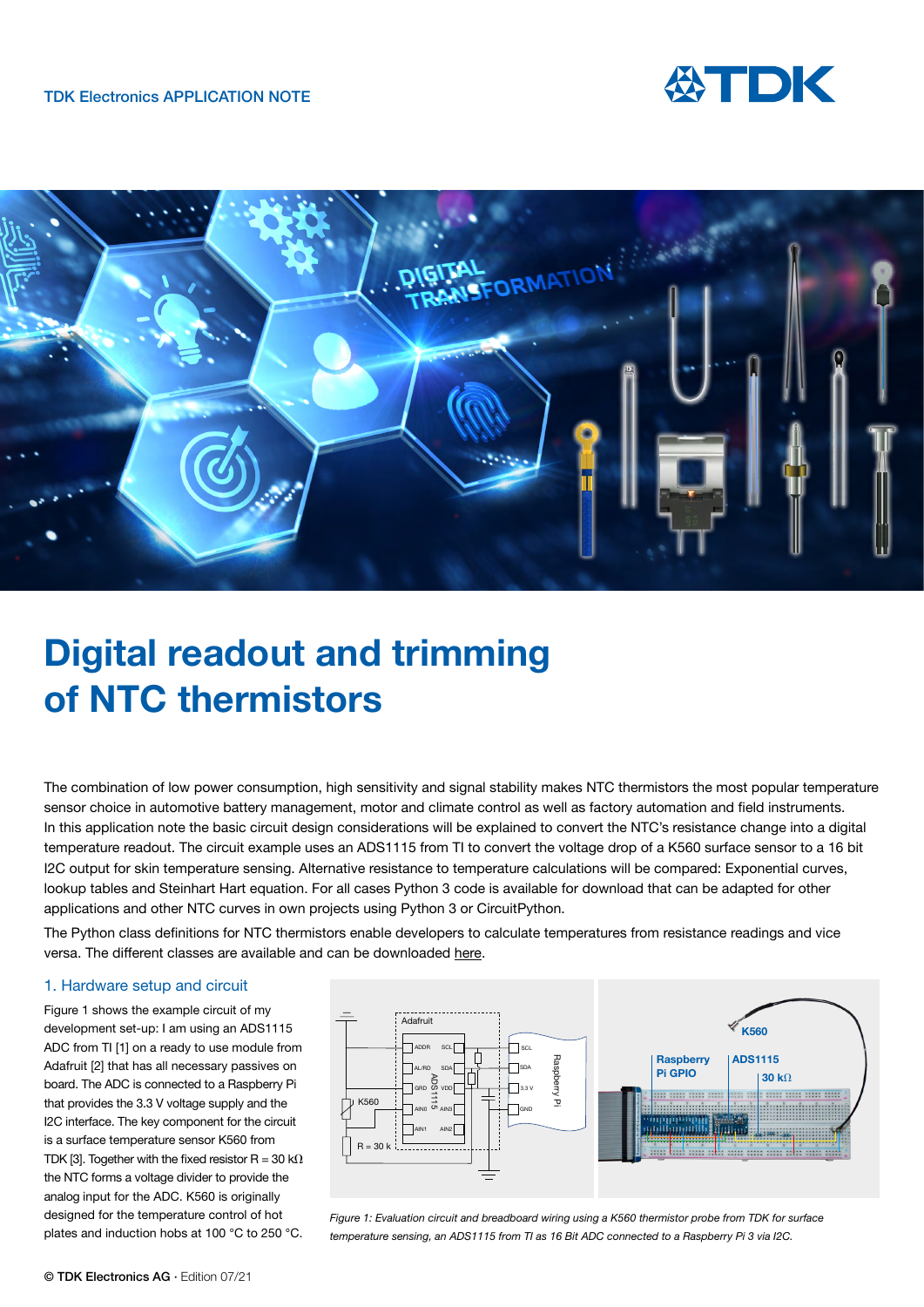TDK Electronics APPLICATION NOTE

# Digital readout and trimming of NTC thermistors

The combination of low power consumption, high sensitivity and signal stability makes NTC thermistors the most popular temperature sensor choice in automotive battery management, motor and climate control as well as factory automation and field instruments. In this application note the basic circuit design considerations will be explained to convert the NTC's resistance change into a digital temperature readout. The circuit example uses an ADS1115 from TI to convert the voltage drop of a K560 surface sensor to a 16 bit I2C output for skin temperature sensing. Alternative resistance to temperature calculations will be compared: Exponential curves, lookup tables and Steinhart Hart equation. For all cases Python 3 code is available for download that can be adapted for other applications and other NTC curves in own projects using Python 3 or CircuitPython.

The Python class definitions for NTC thermistors enable developers to calculate temperatures from resistance readings and vice versa. The different classes are available and can be downloaded here.

## 1. Hardware setup and circuit

Figure 1 shows the example circuit of my development set-up: I am using an ADS1115 ADC from TI [1] on a ready to use module from Adafruit [2] that has all necessary passives on board. The ADC is connected to a Raspberry Pi that provides the 3.3 V voltage supply and the I2C interface. The key component for the circuit is a surface temperature sensor K560 from TDK [3]. Together with the fixed resistor R = 30 kΩ the NTC forms a voltage divider to provide the analog input for the ADC. K560 is originally designed for the temperature control of hot plates and induction hobs at 100 °C to 250 °C.

*Figure 1: Evaluation circuit and breadboard wiring using a K560 thermistor probe from TDK for surface temperature sensing, an ADS1115 from TI as 16 Bit ADC connected to a Raspberry Pi 3 via I2C.*

© TDK Electronics AG · Edition 07/21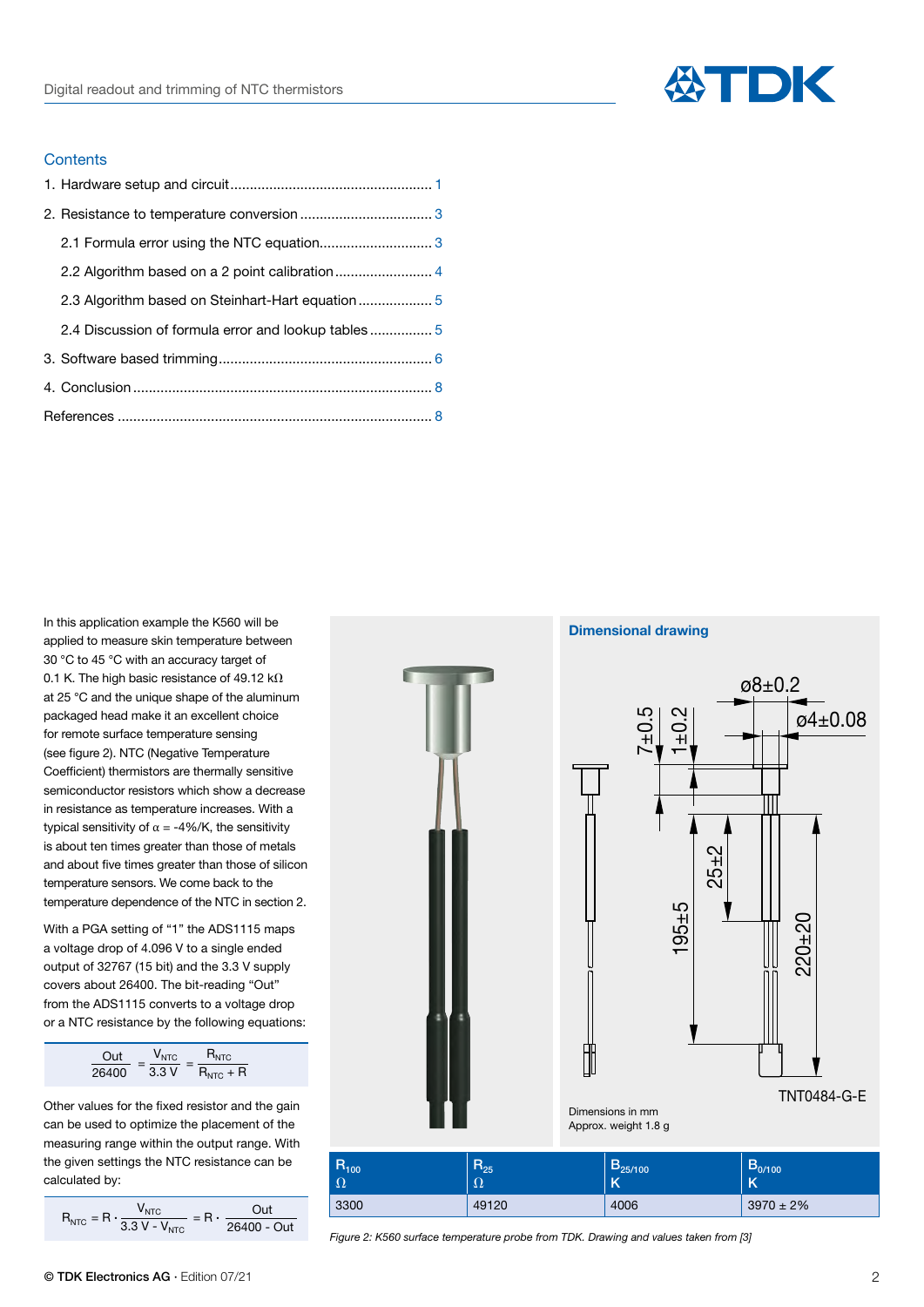## Contents

1. Hardware setup and circuit .................................................... 1
2. Resistance to temperature conversion .................................. 3
   - 2.1 Formula error using the NTC equation............................. 3
   - 2.2 Algorithm based on a 2 point calibration ......................... 4
   - 2.3 Algorithm based on Steinhart-Hart equation ..................... 5
   - 2.4 Discussion of formula error and lookup tables ................ 5
3. Software based trimming....................................................... 6
4. Conclusion ............................................................................. 8

References ................................................................................. 8

In this application example the K560 will be applied to measure skin temperature between 30 °C to 45 °C with an accuracy target of 0.1 K. The high basic resistance of 49.12 kΩ at 25 °C and the unique shape of the aluminum packaged head make it an excellent choice for remote surface temperature sensing (see figure 2). NTC (Negative Temperature Coefficient) thermistors are thermally sensitive semiconductor resistors which show a decrease in resistance as temperature increases. With a typical sensitivity of $\alpha$ = -4%/K, the sensitivity is about ten times greater than those of metals and about five times greater than those of silicon temperature sensors. We come back to the temperature dependence of the NTC in section 2.

With a PGA setting of "1" the ADS1115 maps a voltage drop of 4.096 V to a single ended output of 32767 (15 bit) and the 3.3 V supply covers about 26400. The bit-reading "Out" from the ADS1115 converts to a voltage drop or a NTC resistance by the following equations:

$$\frac{Out}{26400} = \frac{V_{NTC}}{3.3\ V} = \frac{R_{NTC}}{R_{NTC} + R}$$

Other values for the fixed resistor and the gain can be used to optimize the placement of the measuring range within the output range. With the given settings the NTC resistance can be calculated by:

$$R_{NTC} = R \cdot \frac{V_{NTC}}{3.3\ V - V_{NTC}} = R \cdot \frac{Out}{26400 - Out}$$

**Dimensional drawing**

Dimensions in mm
Approx. weight 1.8 g

| $R_{100}$ Ω | $R_{25}$ Ω | $B_{25/100}$ K | $B_{0/100}$ K |
|---|---|---|---|
| 3300 | 49120 | 4006 | 3970 ± 2% |

*Figure 2: K560 surface temperature probe from TDK. Drawing and values taken from [3]*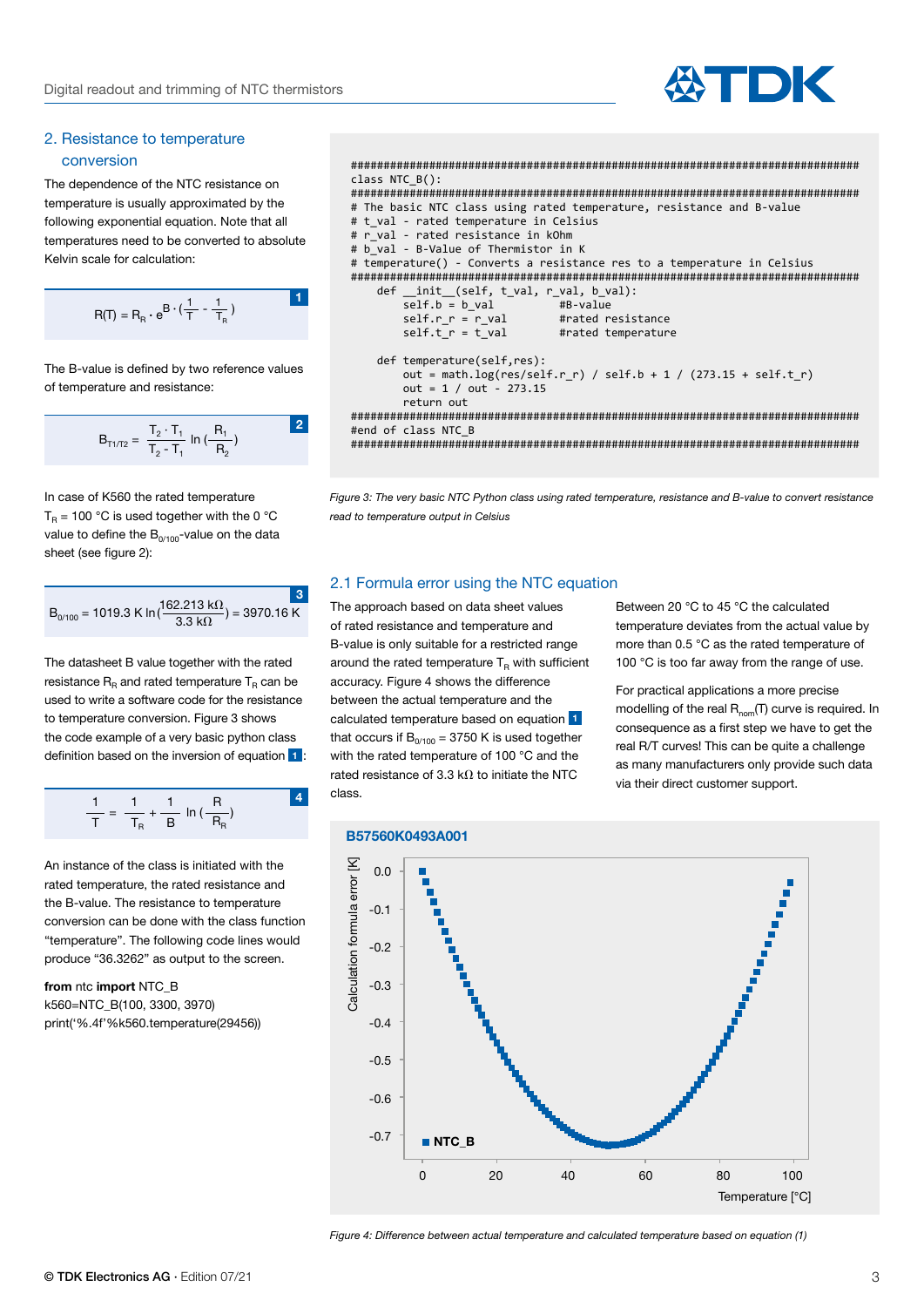## 2. Resistance to temperature conversion

The dependence of the NTC resistance on temperature is usually approximated by the following exponential equation. Note that all temperatures need to be converted to absolute Kelvin scale for calculation:

$$R(T) = R_R \cdot e^{B \cdot \left(\frac{1}{T} - \frac{1}{T_R}\right)} \quad (1)$$

The B-value is defined by two reference values of temperature and resistance:

$$B_{T1/T2} = \frac{T_2 \cdot T_1}{T_2 - T_1} \ln\left(\frac{R_1}{R_2}\right) \quad (2)$$

In case of K560 the rated temperature $T_R$ = 100 °C is used together with the 0 °C value to define the $B_{0/100}$-value on the data sheet (see figure 2):

$$B_{0/100} = 1019.3\ \text{K} \ln\left(\frac{162.213\ \text{k}\Omega}{3.3\ \text{k}\Omega}\right) = 3970.16\ \text{K} \quad (3)$$

The datasheet B value together with the rated resistance $R_R$ and rated temperature $T_R$ can be used to write a software code for the resistance to temperature conversion. Figure 3 shows the code example of a very basic python class definition based on the inversion of equation 1:

$$\frac{1}{T} = \frac{1}{T_R} + \frac{1}{B} \ln\left(\frac{R}{R_R}\right) \quad (4)$$

An instance of the class is initiated with the rated temperature, the rated resistance and the B-value. The resistance to temperature conversion can be done with the class function "temperature". The following code lines would produce "36.3262" as output to the screen.

**from** ntc **import** NTC_B
k560=NTC_B(100, 3300, 3970)
print('%.4f'%k560.temperature(29456))

```
################################################################################
class NTC_B():
################################################################################
# The basic NTC class using rated temperature, resistance and B-value
# t_val - rated temperature in Celsius
# r_val - rated resistance in kOhm
# b_val - B-Value of Thermistor in K
# temperature() - Converts a resistance res to a temperature in Celsius
################################################################################
    def __init__(self, t_val, r_val, b_val):
        self.b = b_val          #B-value
        self.r_r = r_val        #rated resistance
        self.t_r = t_val        #rated temperature

    def temperature(self,res):
        out = math.log(res/self.r_r) / self.b + 1 / (273.15 + self.t_r)
        out = 1 / out - 273.15
        return out
################################################################################
#end of class NTC_B
################################################################################
```

*Figure 3: The very basic NTC Python class using rated temperature, resistance and B-value to convert resistance read to temperature output in Celsius*

### 2.1 Formula error using the NTC equation

The approach based on data sheet values of rated resistance and temperature and B-value is only suitable for a restricted range around the rated temperature $T_R$ with sufficient accuracy. Figure 4 shows the difference between the actual temperature and the calculated temperature based on equation 1 that occurs if $B_{0/100}$ = 3750 K is used together with the rated temperature of 100 °C and the rated resistance of 3.3 kΩ to initiate the NTC class.

Between 20 °C to 45 °C the calculated temperature deviates from the actual value by more than 0.5 °C as the rated temperature of 100 °C is too far away from the range of use.

For practical applications a more precise modelling of the real $R_{nom}(T)$ curve is required. In consequence as a first step we have to get the real R/T curves! This can be quite a challenge as many manufacturers only provide such data via their direct customer support.

*Figure 4: Difference between actual temperature and calculated temperature based on equation (1)*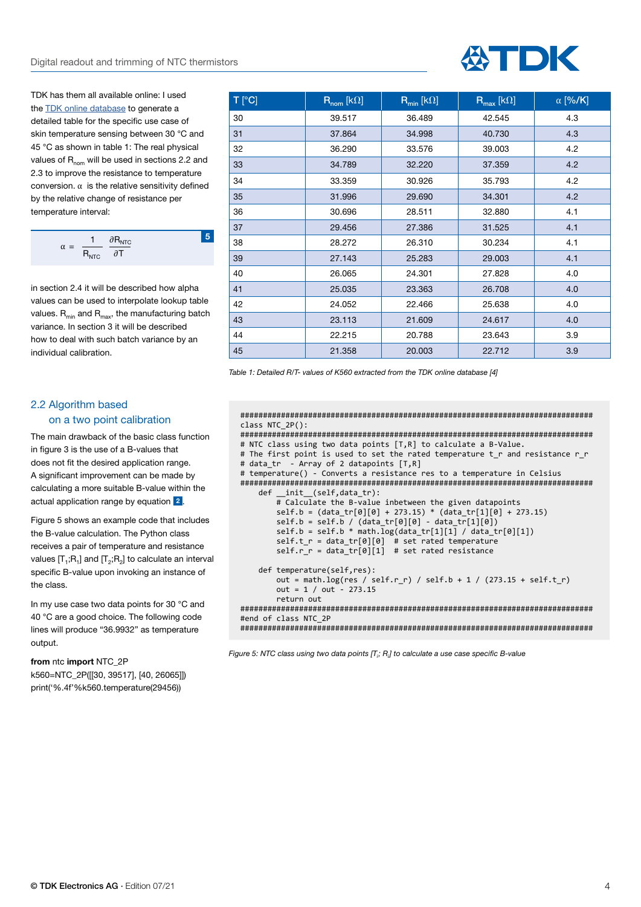TDK has them all available online: I used the TDK online database to generate a detailed table for the specific use case of skin temperature sensing between 30 °C and 45 °C as shown in table 1: The real physical values of $R_{nom}$ will be used in sections 2.2 and 2.3 to improve the resistance to temperature conversion. $\alpha$ is the relative sensitivity defined by the relative change of resistance per temperature interval:

$$\alpha = \frac{1}{R_{NTC}} \frac{\partial R_{NTC}}{\partial T} \qquad (5)$$

in section 2.4 it will be described how alpha values can be used to interpolate lookup table values. $R_{min}$ and $R_{max}$, the manufacturing batch variance. In section 3 it will be described how to deal with such batch variance by an individual calibration.

| T [°C] | $R_{nom}$ [kΩ] | $R_{min}$ [kΩ] | $R_{max}$ [kΩ] | α [%/K] |
|---|---|---|---|---|
| 30 | 39.517 | 36.489 | 42.545 | 4.3 |
| 31 | 37.864 | 34.998 | 40.730 | 4.3 |
| 32 | 36.290 | 33.576 | 39.003 | 4.2 |
| 33 | 34.789 | 32.220 | 37.359 | 4.2 |
| 34 | 33.359 | 30.926 | 35.793 | 4.2 |
| 35 | 31.996 | 29.690 | 34.301 | 4.2 |
| 36 | 30.696 | 28.511 | 32.880 | 4.1 |
| 37 | 29.456 | 27.386 | 31.525 | 4.1 |
| 38 | 28.272 | 26.310 | 30.234 | 4.1 |
| 39 | 27.143 | 25.283 | 29.003 | 4.1 |
| 40 | 26.065 | 24.301 | 27.828 | 4.0 |
| 41 | 25.035 | 23.363 | 26.708 | 4.0 |
| 42 | 24.052 | 22.466 | 25.638 | 4.0 |
| 43 | 23.113 | 21.609 | 24.617 | 4.0 |
| 44 | 22.215 | 20.788 | 23.643 | 3.9 |
| 45 | 21.358 | 20.003 | 22.712 | 3.9 |

*Table 1: Detailed R/T- values of K560 extracted from the TDK online database [4]*

## 2.2 Algorithm based on a two point calibration

The main drawback of the basic class function in figure 3 is the use of a B-values that does not fit the desired application range. A significant improvement can be made by calculating a more suitable B-value within the actual application range by equation 2.

Figure 5 shows an example code that includes the B-value calculation. The Python class receives a pair of temperature and resistance values $[T_1;R_1]$ and $[T_2;R_2]$ to calculate an interval specific B-value upon invoking an instance of the class.

In my use case two data points for 30 °C and 40 °C are a good choice. The following code lines will produce "36.9932" as temperature output.

**from** ntc **import** NTC_2P
k560=NTC_2P([[30, 39517], [40, 26065]])
print('%.4f'%k560.temperature(29456))

```
###############################################################################
class NTC_2P():
###############################################################################
# NTC class using two data points [T,R] to calculate a B-Value.
# The first point is used to set the rated temperature t_r and resistance r_r
# data_tr  - Array of 2 datapoints [T,R]
# temperature() - Converts a resistance res to a temperature in Celsius
###############################################################################
    def __init__(self,data_tr):
        # Calculate the B-value inbetween the given datapoints
        self.b = (data_tr[0][0] + 273.15) * (data_tr[1][0] + 273.15)
        self.b = self.b / (data_tr[0][0] - data_tr[1][0])
        self.b = self.b * math.log(data_tr[1][1] / data_tr[0][1])
        self.t_r = data_tr[0][0]  # set rated temperature
        self.r_r = data_tr[0][1]  # set rated resistance

    def temperature(self,res):
        out = math.log(res / self.r_r) / self.b + 1 / (273.15 + self.t_r)
        out = 1 / out - 273.15
        return out
###############################################################################
#end of class NTC_2P
###############################################################################
```

*Figure 5: NTC class using two data points $[T_i; R_i]$ to calculate a use case specific B-value*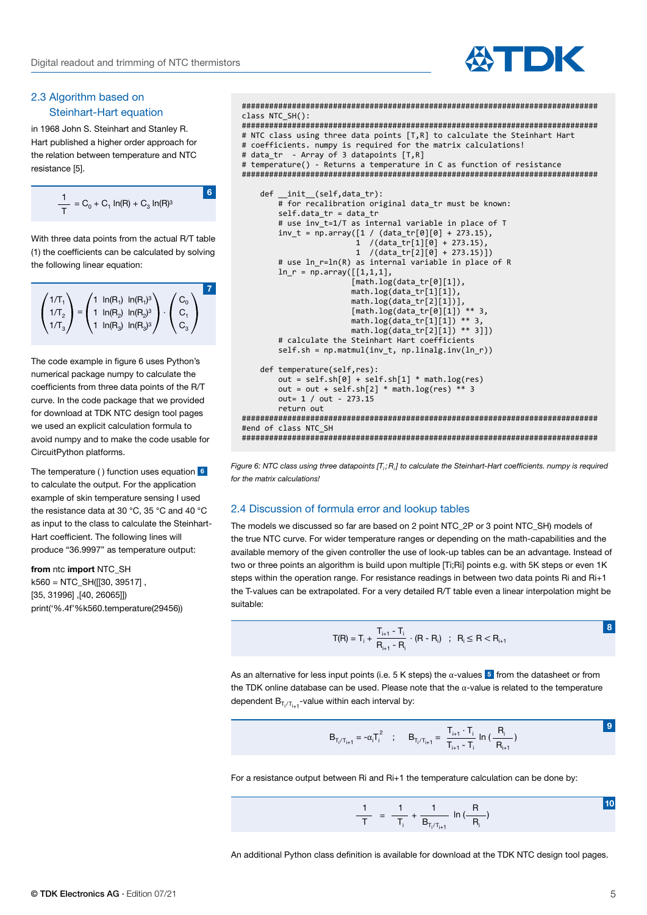## 2.3 Algorithm based on Steinhart-Hart equation

in 1968 John S. Steinhart and Stanley R. Hart published a higher order approach for the relation between temperature and NTC resistance [5].

$$\frac{1}{T} = C_0 + C_1 \ln(R) + C_3 \ln(R)^3 \quad (6)$$

With three data points from the actual R/T table (1) the coefficients can be calculated by solving the following linear equation:

$$\begin{pmatrix} 1/T_1 \\ 1/T_2 \\ 1/T_3 \end{pmatrix} = \begin{pmatrix} 1 & \ln(R_1) & \ln(R_1)^3 \\ 1 & \ln(R_2) & \ln(R_2)^3 \\ 1 & \ln(R_3) & \ln(R_3)^3 \end{pmatrix} \cdot \begin{pmatrix} C_0 \\ C_1 \\ C_3 \end{pmatrix} \quad (7)$$

The code example in figure 6 uses Python's numerical package numpy to calculate the coefficients from three data points of the R/T curve. In the code package that we provided for download at TDK NTC design tool pages we used an explicit calculation formula to avoid numpy and to make the code usable for CircuitPython platforms.

The temperature ( ) function uses equation 6 to calculate the output. For the application example of skin temperature sensing I used the resistance data at 30 °C, 35 °C and 40 °C as input to the class to calculate the Steinhart-Hart coefficient. The following lines will produce "36.9997" as temperature output:

```
from ntc import NTC_SH
k560 = NTC_SH([[30, 39517] ,
[35, 31996] ,[40, 26065]])
print('%.4f'%k560.temperature(29456))
```

```
################################################################################
class NTC_SH():
################################################################################
# NTC class using three data points [T,R] to calculate the Steinhart Hart
# coefficients. numpy is required for the matrix calculations!
# data_tr  - Array of 3 datapoints [T,R]
# temperature() - Returns a temperature in C as function of resistance
################################################################################

    def __init__(self,data_tr):
        # for recalibration original data_tr must be known:
        self.data_tr = data_tr
        # use inv_t=1/T as internal variable in place of T
        inv_t = np.array([1 / (data_tr[0][0] + 273.15),
                          1  /(data_tr[1][0] + 273.15),
                          1  /(data_tr[2][0] + 273.15)])
        # use ln_r=ln(R) as internal variable in place of R
        ln_r = np.array([[1,1,1],
                         [math.log(data_tr[0][1]),
                         math.log(data_tr[1][1]),
                         math.log(data_tr[2][1])],
                         [math.log(data_tr[0][1]) ** 3,
                         math.log(data_tr[1][1]) ** 3,
                         math.log(data_tr[2][1]) ** 3]])
        # calculate the Steinhart Hart coefficients
        self.sh = np.matmul(inv_t, np.linalg.inv(ln_r))

    def temperature(self,res):
        out = self.sh[0] + self.sh[1] * math.log(res)
        out = out + self.sh[2] * math.log(res) ** 3
        out= 1 / out - 273.15
        return out
################################################################################
#end of class NTC_SH
################################################################################
```

*Figure 6: NTC class using three datapoints $[T_i; R_i]$ to calculate the Steinhart-Hart coefficients. numpy is required for the matrix calculations!*

## 2.4 Discussion of formula error and lookup tables

The models we discussed so far are based on 2 point NTC_2P or 3 point NTC_SH) models of the true NTC curve. For wider temperature ranges or depending on the math-capabilities and the available memory of the given controller the use of lookup tables can be an advantage. Instead of two or three points an algorithm is build upon multiple [Ti;Ri] points e.g. with 5K steps or even 1K steps within the operation range. For resistance readings in between two data points Ri and Ri+1 the T-values can be extrapolated. For a very detailed R/T table even a linear interpolation might be suitable:

$$T(R) = T_i + \frac{T_{i+1} - T_i}{R_{i+1} - R_i} \cdot (R - R_i) \quad ; \quad R_i \leq R < R_{i+1} \quad (8)$$

As an alternative for less input points (i.e. 5 K steps) the $\alpha$-values 5 from the datasheet or from the TDK online database can be used. Please note that the $\alpha$-value is related to the temperature dependent $B_{T_i/T_{i+1}}$-value within each interval by:

$$B_{T_i/T_{i+1}} = -\alpha_i T_i^2 \quad ; \quad B_{T_i/T_{i+1}} = \frac{T_{i+1} \cdot T_i}{T_{i+1} - T_i} \ln\left(\frac{R_i}{R_{i+1}}\right) \quad (9)$$

For a resistance output between Ri and Ri+1 the temperature calculation can be done by:

$$\frac{1}{T} = \frac{1}{T_i} + \frac{1}{B_{T_i/T_{i+1}}} \ln\left(\frac{R}{R_i}\right) \quad (10)$$

An additional Python class definition is available for download at the TDK NTC design tool pages.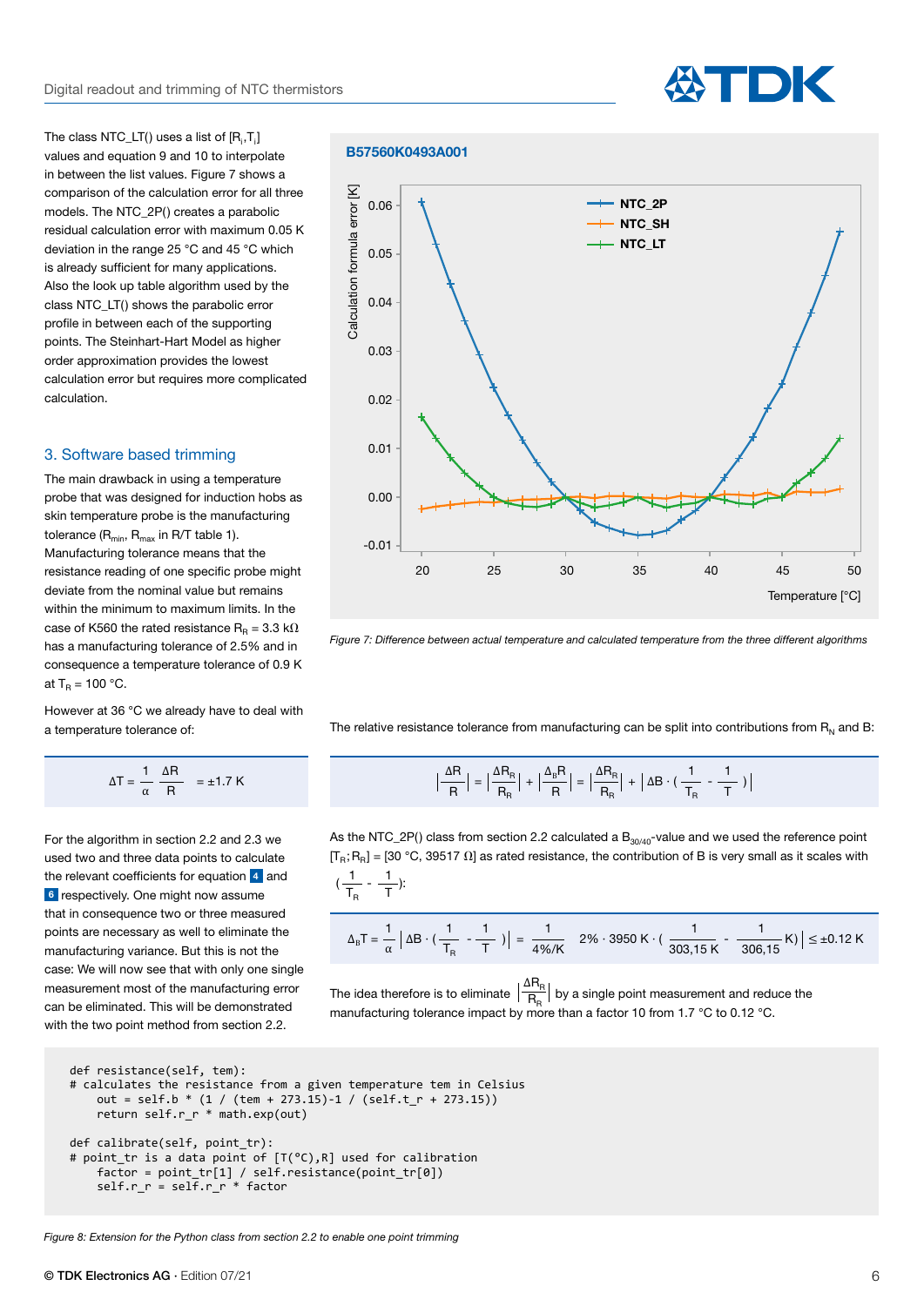The class NTC_LT() uses a list of $[R_i, T_i]$ values and equation 9 and 10 to interpolate in between the list values. Figure 7 shows a comparison of the calculation error for all three models. The NTC_2P() creates a parabolic residual calculation error with maximum 0.05 K deviation in the range 25 °C and 45 °C which is already sufficient for many applications. Also the look up table algorithm used by the class NTC_LT() shows the parabolic error profile in between each of the supporting points. The Steinhart-Hart Model as higher order approximation provides the lowest calculation error but requires more complicated calculation.

Figure 7: Difference between actual temperature and calculated temperature from the three different algorithms

## 3. Software based trimming

The main drawback in using a temperature probe that was designed for induction hobs as skin temperature probe is the manufacturing tolerance ($R_{min}$, $R_{max}$ in R/T table 1). Manufacturing tolerance means that the resistance reading of one specific probe might deviate from the nominal value but remains within the minimum to maximum limits. In the case of K560 the rated resistance $R_R$ = 3.3 kΩ has a manufacturing tolerance of 2.5% and in consequence a temperature tolerance of 0.9 K at $T_R$ = 100 °C.

However at 36 °C we already have to deal with a temperature tolerance of:

$$\Delta T = \frac{1}{\alpha} \frac{\Delta R}{R} = \pm 1.7 \text{ K}$$

For the algorithm in section 2.2 and 2.3 we used two and three data points to calculate the relevant coefficients for equation 4 and 6 respectively. One might now assume that in consequence two or three measured points are necessary as well to eliminate the manufacturing variance. But this is not the case: We will now see that with only one single measurement most of the manufacturing error can be eliminated. This will be demonstrated with the two point method from section 2.2.

The relative resistance tolerance from manufacturing can be split into contributions from $R_N$ and B:

$$\left|\frac{\Delta R}{R}\right| = \left|\frac{\Delta R_R}{R_R}\right| + \left|\frac{\Delta_B R}{R}\right| = \left|\frac{\Delta R_R}{R_R}\right| + \left|\Delta B \cdot \left(\frac{1}{T_R} - \frac{1}{T}\right)\right|$$

As the NTC_2P() class from section 2.2 calculated a $B_{30/40}$-value and we used the reference point $[T_R; R_R]$ = [30 °C, 39517 Ω] as rated resistance, the contribution of B is very small as it scales with $\left(\frac{1}{T_R} - \frac{1}{T}\right)$:

$$\Delta_B T = \frac{1}{\alpha} \left|\Delta B \cdot \left(\frac{1}{T_R} - \frac{1}{T}\right)\right| = \frac{1}{4\%/\text{K}} \quad 2\% \cdot 3950 \text{ K} \cdot \left(\frac{1}{303{,}15 \text{ K}} - \frac{1}{306{,}15} \text{K}\right)\Big| \leq \pm 0.12 \text{ K}$$

The idea therefore is to eliminate $\left|\frac{\Delta R_R}{R_R}\right|$ by a single point measurement and reduce the manufacturing tolerance impact by more than a factor 10 from 1.7 °C to 0.12 °C.

```
def resistance(self, tem):
# calculates the resistance from a given temperature tem in Celsius
    out = self.b * (1 / (tem + 273.15)-1 / (self.t_r + 273.15))
    return self.r_r * math.exp(out)

def calibrate(self, point_tr):
# point_tr is a data point of [T(°C),R] used for calibration
    factor = point_tr[1] / self.resistance(point_tr[0])
    self.r_r = self.r_r * factor
```

*Figure 8: Extension for the Python class from section 2.2 to enable one point trimming*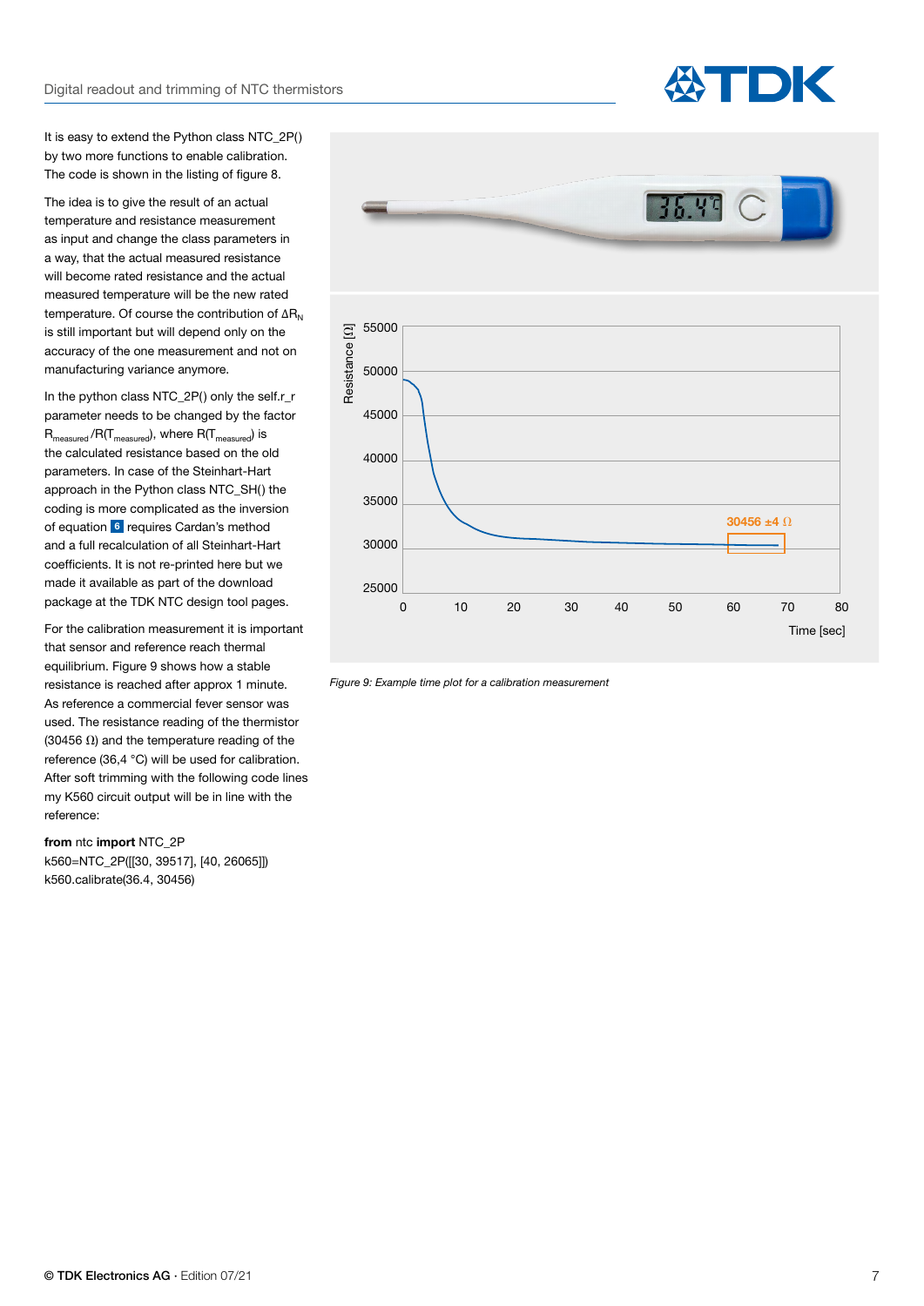It is easy to extend the Python class NTC_2P() by two more functions to enable calibration. The code is shown in the listing of figure 8.

The idea is to give the result of an actual temperature and resistance measurement as input and change the class parameters in a way, that the actual measured resistance will become rated resistance and the actual measured temperature will be the new rated temperature. Of course the contribution of $\Delta R_N$ is still important but will depend only on the accuracy of the one measurement and not on manufacturing variance anymore.

In the python class NTC_2P() only the self.r_r parameter needs to be changed by the factor $R_{measured}/R(T_{measured})$, where $R(T_{measured})$ is the calculated resistance based on the old parameters. In case of the Steinhart-Hart approach in the Python class NTC_SH() the coding is more complicated as the inversion of equation 6 requires Cardan's method and a full recalculation of all Steinhart-Hart coefficients. It is not re-printed here but we made it available as part of the download package at the TDK NTC design tool pages.

For the calibration measurement it is important that sensor and reference reach thermal equilibrium. Figure 9 shows how a stable resistance is reached after approx 1 minute. As reference a commercial fever sensor was used. The resistance reading of the thermistor (30456 Ω) and the temperature reading of the reference (36,4 °C) will be used for calibration. After soft trimming with the following code lines my K560 circuit output will be in line with the reference:

```
from ntc import NTC_2P
k560=NTC_2P([[30, 39517], [40, 26065]])
k560.calibrate(36.4, 30456)
```

*Figure 9: Example time plot for a calibration measurement*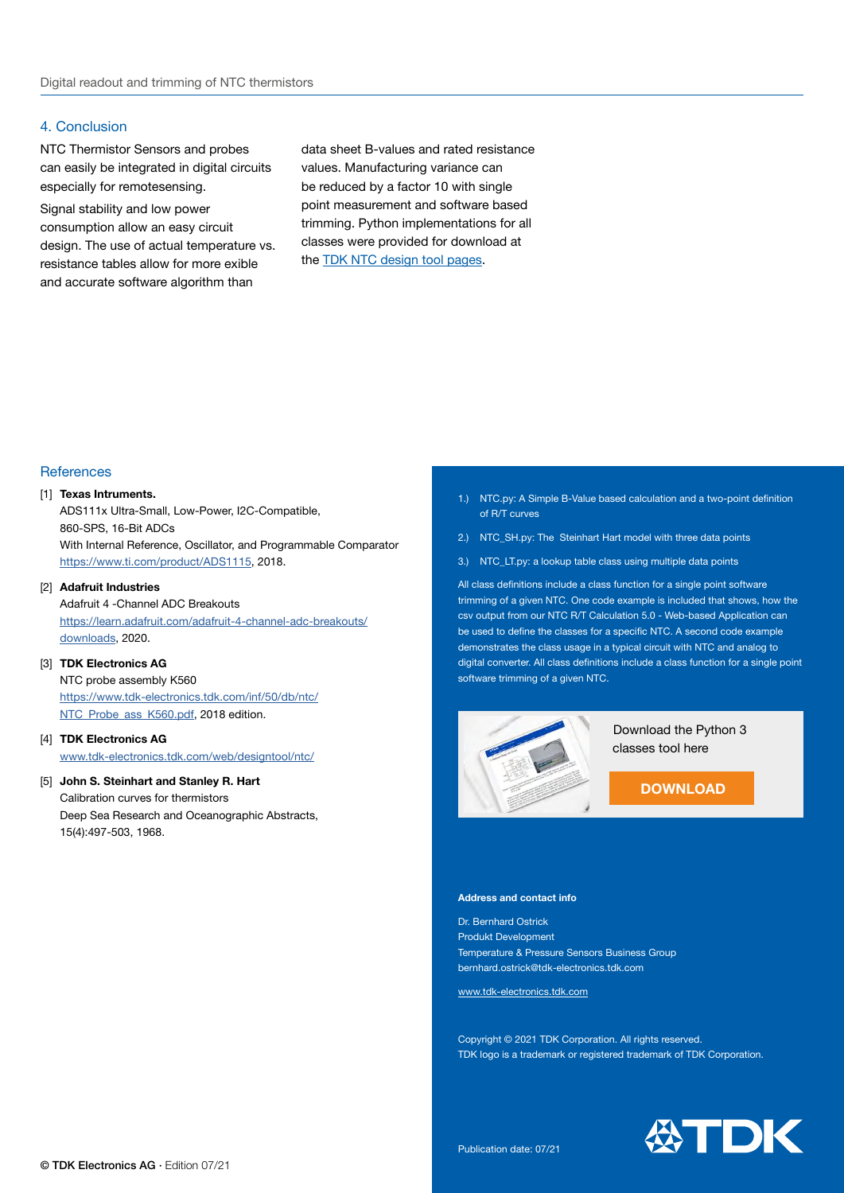## 4. Conclusion

NTC Thermistor Sensors and probes can easily be integrated in digital circuits especially for remotesensing.

Signal stability and low power consumption allow an easy circuit design. The use of actual temperature vs. resistance tables allow for more exible and accurate software algorithm than data sheet B-values and rated resistance values. Manufacturing variance can be reduced by a factor 10 with single point measurement and software based trimming. Python implementations for all classes were provided for download at the [TDK NTC design tool pages](www.tdk-electronics.tdk.com/web/designtool/ntc/).

## References

[1] **Texas Intruments.**
ADS111x Ultra-Small, Low-Power, I2C-Compatible, 860-SPS, 16-Bit ADCs
With Internal Reference, Oscillator, and Programmable Comparator
https://www.ti.com/product/ADS1115, 2018.

[2] **Adafruit Industries**
Adafruit 4 -Channel ADC Breakouts
https://learn.adafruit.com/adafruit-4-channel-adc-breakouts/downloads, 2020.

[3] **TDK Electronics AG**
NTC probe assembly K560
https://www.tdk-electronics.tdk.com/inf/50/db/ntc/NTC_Probe_ass_K560.pdf, 2018 edition.

[4] **TDK Electronics AG**
www.tdk-electronics.tdk.com/web/designtool/ntc/

[5] **John S. Steinhart and Stanley R. Hart**
Calibration curves for thermistors
Deep Sea Research and Oceanographic Abstracts, 15(4):497-503, 1968.

1.) NTC.py: A Simple B-Value based calculation and a two-point definition of R/T curves

2.) NTC_SH.py: The Steinhart Hart model with three data points

3.) NTC_LT.py: a lookup table class using multiple data points

All class definitions include a class function for a single point software trimming of a given NTC. One code example is included that shows, how the csv output from our NTC R/T Calculation 5.0 - Web-based Application can be used to define the classes for a specific NTC. A second code example demonstrates the class usage in a typical circuit with NTC and analog to digital converter. All class definitions include a class function for a single point software trimming of a given NTC.

Download the Python 3 classes tool here

**DOWNLOAD**

**Address and contact info**

Dr. Bernhard Ostrick
Produkt Development
Temperature & Pressure Sensors Business Group
bernhard.ostrick@tdk-electronics.tdk.com

www.tdk-electronics.tdk.com

Copyright © 2021 TDK Corporation. All rights reserved.
TDK logo is a trademark or registered trademark of TDK Corporation.

Publication date: 07/21

**© TDK Electronics AG** · Edition 07/21